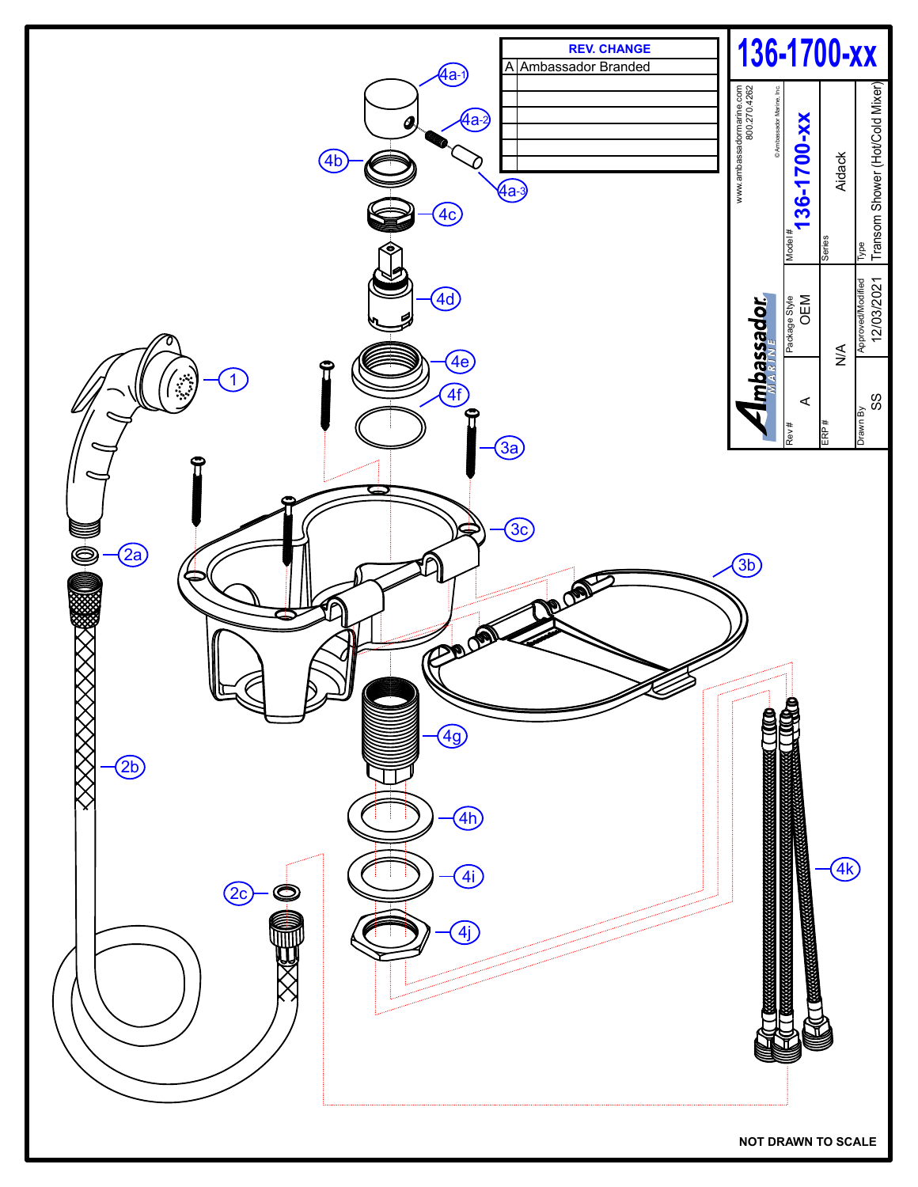# 136-1700-xx

| REV. | CHANGE |
|---|---|
| A | Ambassador Branded |
| | |
| | |
| | |
| | |
| | |

Ambassador MARINE

www.ambassadormarine.com
800.270.4262

© Ambassador Marine, Inc.

| Rev # | Package Style | Model # |
|---|---|---|
| A | OEM | 136-1700-xx |

| ERP # | Series |
|---|---|
| N/A | Aidack |

| Drawn By | Approved/Modified | Type |
|---|---|---|
| SS | 12/03/2021 | Transom Shower (Hot/Cold Mixer) |

1, 2a, 2b, 2c, 3a, 3b, 3c, 4a-1, 4a-2, 4a-3, 4b, 4c, 4d, 4e, 4f, 4g, 4h, 4i, 4j, 4k

NOT DRAWN TO SCALE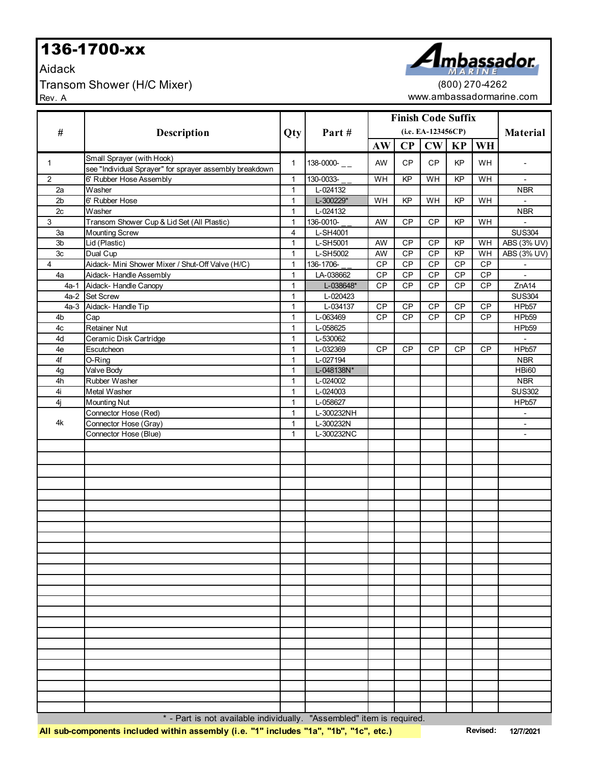# 136-1700-xx

Aidack

Transom Shower (H/C Mixer)

Rev. A

Ambassador MARINE

(800) 270-4262

www.ambassadormarine.com

| # | Description | Qty | Part # | Finish Code Suffix (i.e. EA-123456CP) | | | | | Material |
|---|---|---|---|---|---|---|---|---|---|
| | | | | AW | CP | CW | KP | WH | |
| 1 | Small Sprayer (with Hook)<br>see "Individual Sprayer" for sprayer assembly breakdown | 1 | 138-0000- _ _ | AW | CP | CP | KP | WH | - |
| 2 | 6' Rubber Hose Assembly | 1 | 130-0033- _ _ | WH | KP | WH | KP | WH | - |
| 2a | Washer | 1 | L-024132 | | | | | | NBR |
| 2b | 6' Rubber Hose | 1 | L-300229* | WH | KP | WH | KP | WH | - |
| 2c | Washer | 1 | L-024132 | | | | | | NBR |
| 3 | Transom Shower Cup & Lid Set (All Plastic) | 1 | 136-0010- _ _ | AW | CP | CP | KP | WH | - |
| 3a | Mounting Screw | 4 | L-SH4001 | | | | | | SUS304 |
| 3b | Lid (Plastic) | 1 | L-SH5001 | AW | CP | CP | KP | WH | ABS (3% UV) |
| 3c | Dual Cup | 1 | L-SH5002 | AW | CP | CP | KP | WH | ABS (3% UV) |
| 4 | Aidack- Mini Shower Mixer / Shut-Off Valve (H/C) | 1 | 136-1706- _ _ | CP | CP | CP | CP | CP | - |
| 4a | Aidack- Handle Assembly | 1 | LA-038662 | CP | CP | CP | CP | CP | - |
| 4a-1 | Aidack- Handle Canopy | 1 | L-038648* | CP | CP | CP | CP | CP | ZnA14 |
| 4a-2 | Set Screw | 1 | L-020423 | | | | | | SUS304 |
| 4a-3 | Aidack- Handle Tip | 1 | L-034137 | CP | CP | CP | CP | CP | HPb57 |
| 4b | Cap | 1 | L-063469 | CP | CP | CP | CP | CP | HPb59 |
| 4c | Retainer Nut | 1 | L-058625 | | | | | | HPb59 |
| 4d | Ceramic Disk Cartridge | 1 | L-530062 | | | | | | - |
| 4e | Escutcheon | 1 | L-032369 | CP | CP | CP | CP | CP | HPb57 |
| 4f | O-Ring | 1 | L-027194 | | | | | | NBR |
| 4g | Valve Body | 1 | L-048138N* | | | | | | HBi60 |
| 4h | Rubber Washer | 1 | L-024002 | | | | | | NBR |
| 4i | Metal Washer | 1 | L-024003 | | | | | | SUS302 |
| 4j | Mounting Nut | 1 | L-058627 | | | | | | HPb57 |
| 4k | Connector Hose (Red) | 1 | L-300232NH | | | | | | - |
| | Connector Hose (Gray) | 1 | L-300232N | | | | | | - |
| | Connector Hose (Blue) | 1 | L-300232NC | | | | | | - |

\* - Part is not available individually. "Assembled" item is required.

**All sub-components included within assembly (i.e. "1" includes "1a", "1b", "1c", etc.)**

**Revised:** **12/7/2021**